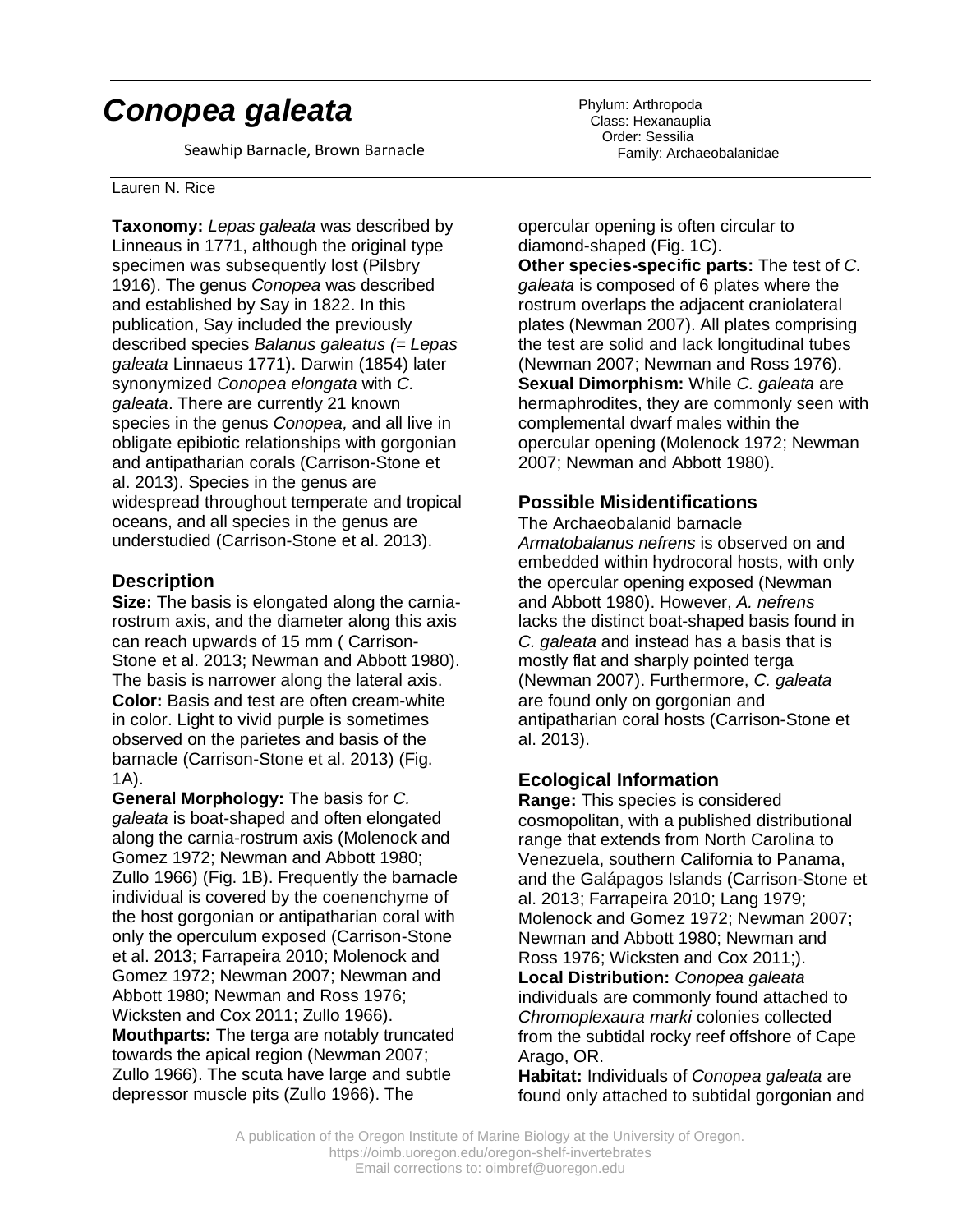# *Conopea galeata*

Seawhip Barnacle, Brown Barnacle

Phylum: Arthropoda
Class: Hexanauplia
Order: Sessilia
Family: Archaeobalanidae

Lauren N. Rice

**Taxonomy:** *Lepas galeata* was described by Linneaus in 1771, although the original type specimen was subsequently lost (Pilsbry 1916). The genus *Conopea* was described and established by Say in 1822. In this publication, Say included the previously described species *Balanus galeatus (= Lepas galeata* Linnaeus 1771). Darwin (1854) later synonymized *Conopea elongata* with *C. galeata*. There are currently 21 known species in the genus *Conopea,* and all live in obligate epibiotic relationships with gorgonian and antipatharian corals (Carrison-Stone et al. 2013). Species in the genus are widespread throughout temperate and tropical oceans, and all species in the genus are understudied (Carrison-Stone et al. 2013).

## Description

**Size:** The basis is elongated along the carnia-rostrum axis, and the diameter along this axis can reach upwards of 15 mm ( Carrison-Stone et al. 2013; Newman and Abbott 1980). The basis is narrower along the lateral axis.

**Color:** Basis and test are often cream-white in color. Light to vivid purple is sometimes observed on the parietes and basis of the barnacle (Carrison-Stone et al. 2013) (Fig. 1A).

**General Morphology:** The basis for *C. galeata* is boat-shaped and often elongated along the carnia-rostrum axis (Molenock and Gomez 1972; Newman and Abbott 1980; Zullo 1966) (Fig. 1B). Frequently the barnacle individual is covered by the coenenchyme of the host gorgonian or antipatharian coral with only the operculum exposed (Carrison-Stone et al. 2013; Farrapeira 2010; Molenock and Gomez 1972; Newman 2007; Newman and Abbott 1980; Newman and Ross 1976; Wicksten and Cox 2011; Zullo 1966).

**Mouthparts:** The terga are notably truncated towards the apical region (Newman 2007; Zullo 1966). The scuta have large and subtle depressor muscle pits (Zullo 1966). The opercular opening is often circular to diamond-shaped (Fig. 1C).

**Other species-specific parts:** The test of *C. galeata* is composed of 6 plates where the rostrum overlaps the adjacent craniolateral plates (Newman 2007). All plates comprising the test are solid and lack longitudinal tubes (Newman 2007; Newman and Ross 1976).

**Sexual Dimorphism:** While *C. galeata* are hermaphrodites, they are commonly seen with complemental dwarf males within the opercular opening (Molenock 1972; Newman 2007; Newman and Abbott 1980).

## Possible Misidentifications

The Archaeobalanid barnacle *Armatobalanus nefrens* is observed on and embedded within hydrocoral hosts, with only the opercular opening exposed (Newman and Abbott 1980). However, *A. nefrens* lacks the distinct boat-shaped basis found in *C. galeata* and instead has a basis that is mostly flat and sharply pointed terga (Newman 2007). Furthermore, *C. galeata* are found only on gorgonian and antipatharian coral hosts (Carrison-Stone et al. 2013).

## Ecological Information

**Range:** This species is considered cosmopolitan, with a published distributional range that extends from North Carolina to Venezuela, southern California to Panama, and the Galápagos Islands (Carrison-Stone et al. 2013; Farrapeira 2010; Lang 1979; Molenock and Gomez 1972; Newman 2007; Newman and Abbott 1980; Newman and Ross 1976; Wicksten and Cox 2011;).

**Local Distribution:** *Conopea galeata* individuals are commonly found attached to *Chromoplexaura marki* colonies collected from the subtidal rocky reef offshore of Cape Arago, OR.

**Habitat:** Individuals of *Conopea galeata* are found only attached to subtidal gorgonian and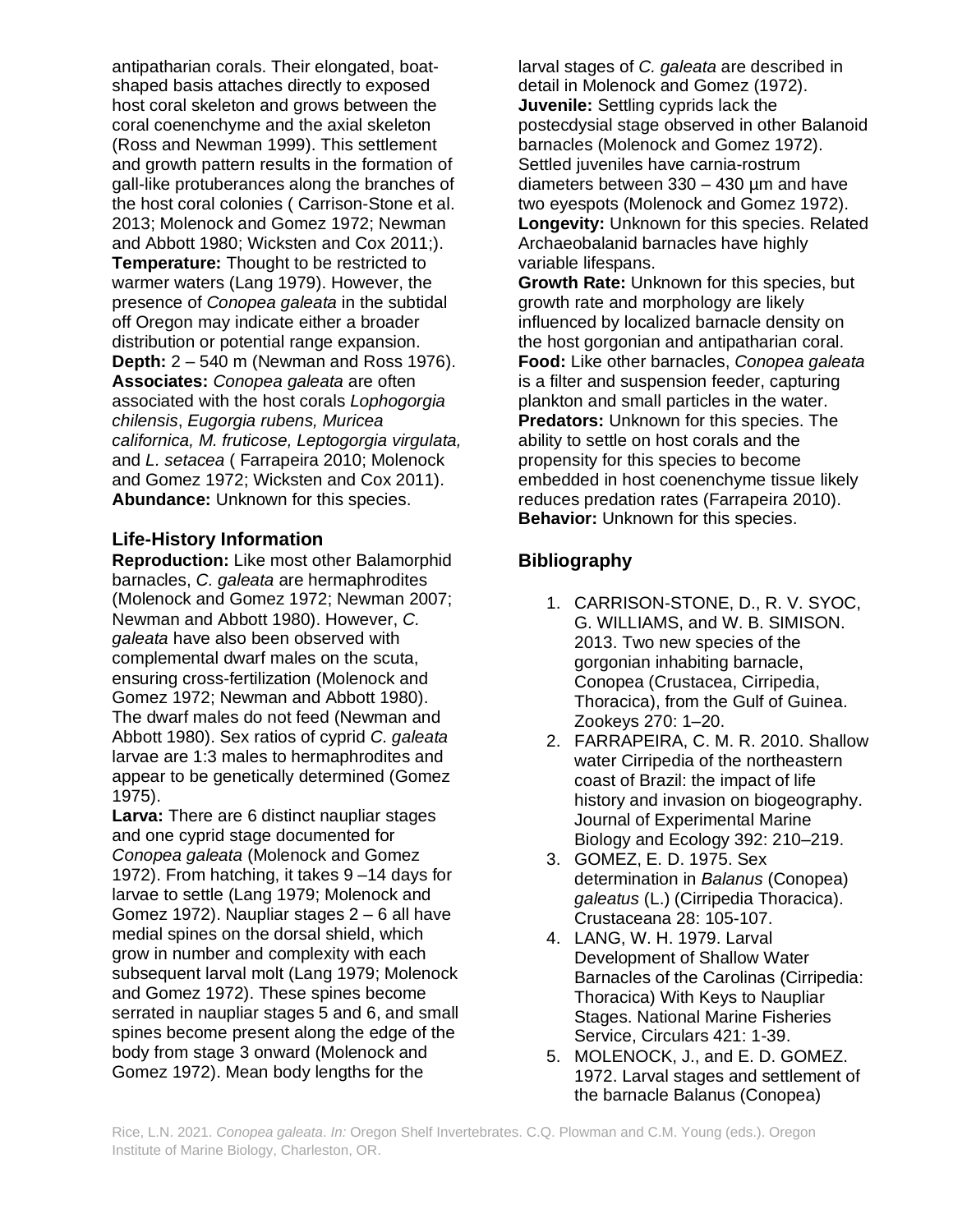antipatharian corals. Their elongated, boat-shaped basis attaches directly to exposed host coral skeleton and grows between the coral coenenchyme and the axial skeleton (Ross and Newman 1999). This settlement and growth pattern results in the formation of gall-like protuberances along the branches of the host coral colonies ( Carrison-Stone et al. 2013; Molenock and Gomez 1972; Newman and Abbott 1980; Wicksten and Cox 2011;).
**Temperature:** Thought to be restricted to warmer waters (Lang 1979). However, the presence of *Conopea galeata* in the subtidal off Oregon may indicate either a broader distribution or potential range expansion.
**Depth:** 2 – 540 m (Newman and Ross 1976).
**Associates:** *Conopea galeata* are often associated with the host corals *Lophogorgia chilensis*, *Eugorgia rubens, Muricea californica, M. fruticose, Leptogorgia virgulata,* and *L. setacea* ( Farrapeira 2010; Molenock and Gomez 1972; Wicksten and Cox 2011).
**Abundance:** Unknown for this species.

## Life-History Information

**Reproduction:** Like most other Balamorphid barnacles, *C. galeata* are hermaphrodites (Molenock and Gomez 1972; Newman 2007; Newman and Abbott 1980). However, *C. galeata* have also been observed with complemental dwarf males on the scuta, ensuring cross-fertilization (Molenock and Gomez 1972; Newman and Abbott 1980). The dwarf males do not feed (Newman and Abbott 1980). Sex ratios of cyprid *C. galeata* larvae are 1:3 males to hermaphrodites and appear to be genetically determined (Gomez 1975).
**Larva:** There are 6 distinct naupliar stages and one cyprid stage documented for *Conopea galeata* (Molenock and Gomez 1972). From hatching, it takes 9 –14 days for larvae to settle (Lang 1979; Molenock and Gomez 1972). Naupliar stages 2 – 6 all have medial spines on the dorsal shield, which grow in number and complexity with each subsequent larval molt (Lang 1979; Molenock and Gomez 1972). These spines become serrated in naupliar stages 5 and 6, and small spines become present along the edge of the body from stage 3 onward (Molenock and Gomez 1972). Mean body lengths for the larval stages of *C. galeata* are described in detail in Molenock and Gomez (1972).
**Juvenile:** Settling cyprids lack the postecdysial stage observed in other Balanoid barnacles (Molenock and Gomez 1972). Settled juveniles have carnia-rostrum diameters between 330 – 430 µm and have two eyespots (Molenock and Gomez 1972).
**Longevity:** Unknown for this species. Related Archaeobalanid barnacles have highly variable lifespans.
**Growth Rate:** Unknown for this species, but growth rate and morphology are likely influenced by localized barnacle density on the host gorgonian and antipatharian coral.
**Food:** Like other barnacles, *Conopea galeata* is a filter and suspension feeder, capturing plankton and small particles in the water.
**Predators:** Unknown for this species. The ability to settle on host corals and the propensity for this species to become embedded in host coenenchyme tissue likely reduces predation rates (Farrapeira 2010).
**Behavior:** Unknown for this species.

## Bibliography

1. CARRISON-STONE, D., R. V. SYOC, G. WILLIAMS, and W. B. SIMISON. 2013. Two new species of the gorgonian inhabiting barnacle, Conopea (Crustacea, Cirripedia, Thoracica), from the Gulf of Guinea. Zookeys 270: 1–20.
2. FARRAPEIRA, C. M. R. 2010. Shallow water Cirripedia of the northeastern coast of Brazil: the impact of life history and invasion on biogeography. Journal of Experimental Marine Biology and Ecology 392: 210–219.
3. GOMEZ, E. D. 1975. Sex determination in *Balanus* (Conopea) *galeatus* (L.) (Cirripedia Thoracica). Crustaceana 28: 105-107.
4. LANG, W. H. 1979. Larval Development of Shallow Water Barnacles of the Carolinas (Cirripedia: Thoracica) With Keys to Naupliar Stages. National Marine Fisheries Service, Circulars 421: 1-39.
5. MOLENOCK, J., and E. D. GOMEZ. 1972. Larval stages and settlement of the barnacle Balanus (Conopea)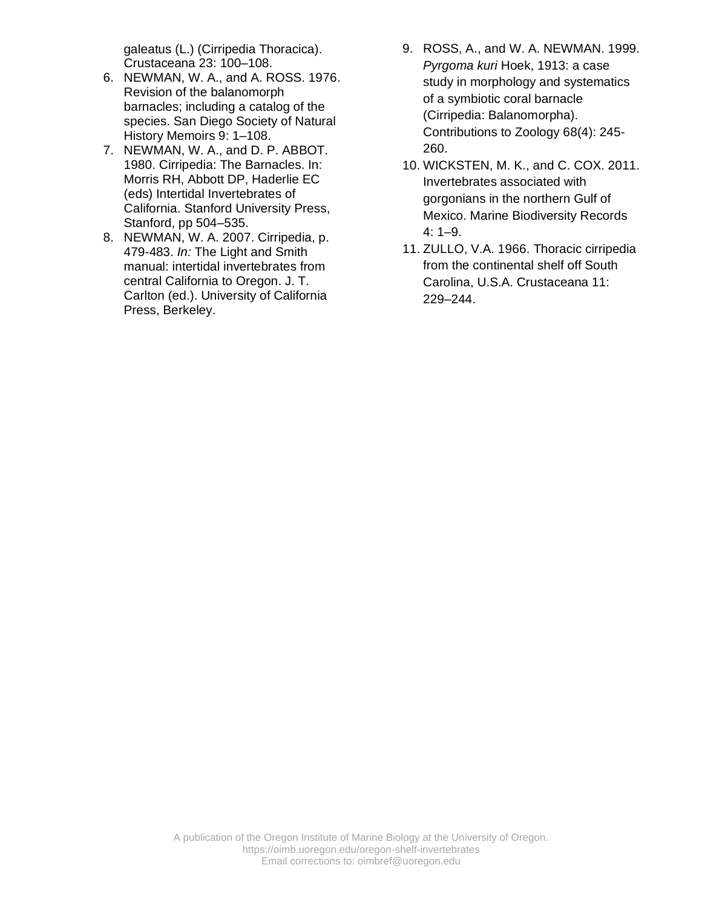galeatus (L.) (Cirripedia Thoracica). Crustaceana 23: 100–108.

6. NEWMAN, W. A., and A. ROSS. 1976. Revision of the balanomorph barnacles; including a catalog of the species. San Diego Society of Natural History Memoirs 9: 1–108.
7. NEWMAN, W. A., and D. P. ABBOT. 1980. Cirripedia: The Barnacles. In: Morris RH, Abbott DP, Haderlie EC (eds) Intertidal Invertebrates of California. Stanford University Press, Stanford, pp 504–535.
8. NEWMAN, W. A. 2007. Cirripedia, p. 479-483. *In:* The Light and Smith manual: intertidal invertebrates from central California to Oregon. J. T. Carlton (ed.). University of California Press, Berkeley.
9. ROSS, A., and W. A. NEWMAN. 1999. *Pyrgoma kuri* Hoek, 1913: a case study in morphology and systematics of a symbiotic coral barnacle (Cirripedia: Balanomorpha). Contributions to Zoology 68(4): 245-260.
10. WICKSTEN, M. K., and C. COX. 2011. Invertebrates associated with gorgonians in the northern Gulf of Mexico. Marine Biodiversity Records 4: 1–9.
11. ZULLO, V.A. 1966. Thoracic cirripedia from the continental shelf off South Carolina, U.S.A. Crustaceana 11: 229–244.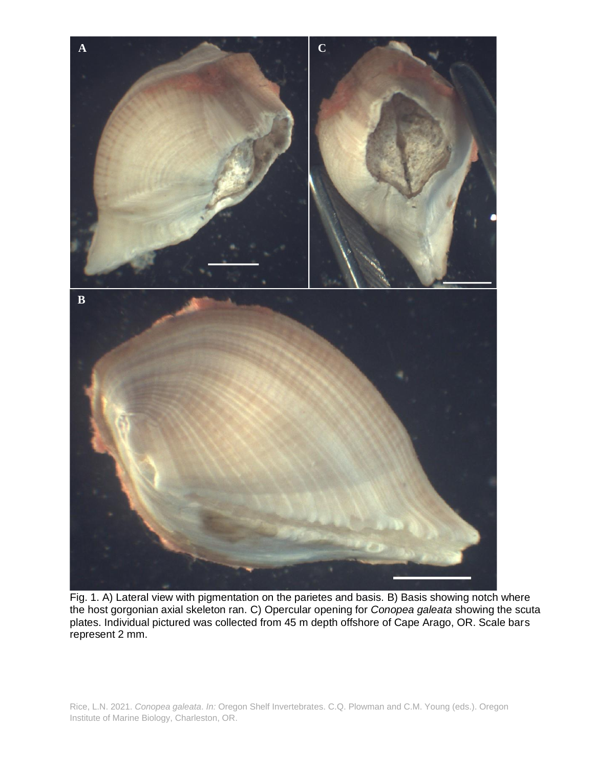Fig. 1. A) Lateral view with pigmentation on the parietes and basis. B) Basis showing notch where the host gorgonian axial skeleton ran. C) Opercular opening for *Conopea galeata* showing the scuta plates. Individual pictured was collected from 45 m depth offshore of Cape Arago, OR. Scale bars represent 2 mm.